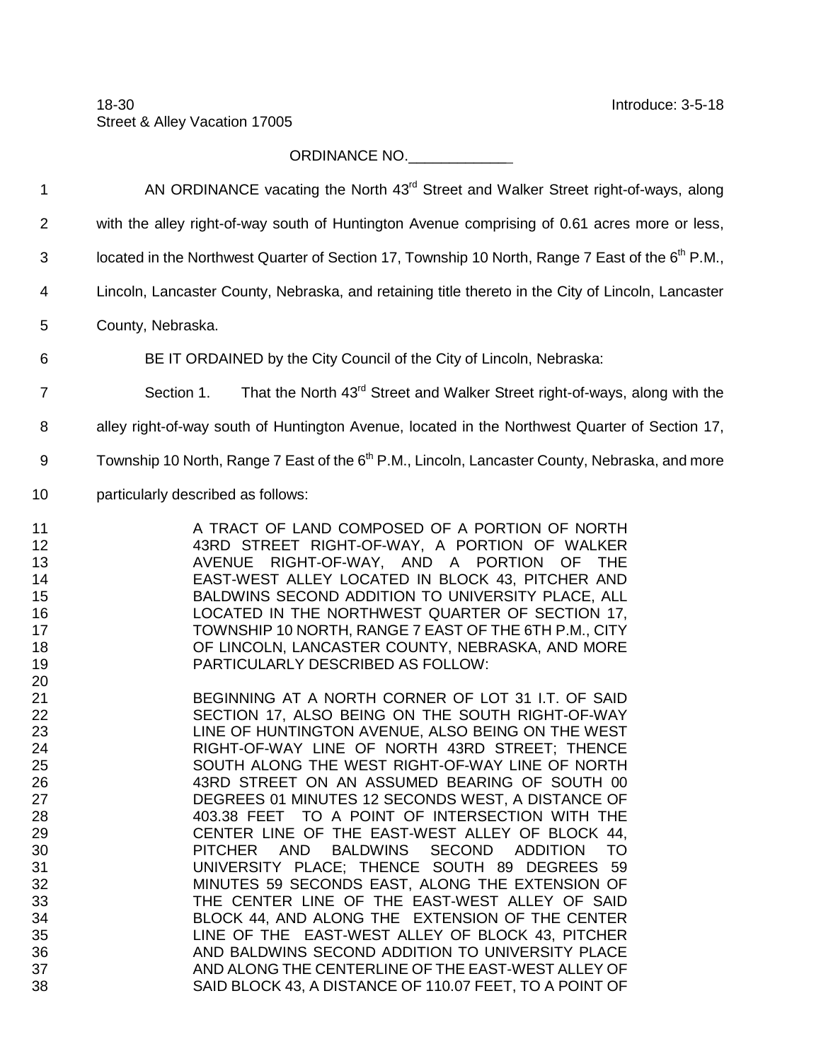18-30 Introduce: 3-5-18
Street & Alley Vacation 17005

ORDINANCE NO.\_\_\_\_\_\_\_\_\_\_\_\_

AN ORDINANCE vacating the North 43rd Street and Walker Street right-of-ways, along with the alley right-of-way south of Huntington Avenue comprising of 0.61 acres more or less, located in the Northwest Quarter of Section 17, Township 10 North, Range 7 East of the 6th P.M., Lincoln, Lancaster County, Nebraska, and retaining title thereto in the City of Lincoln, Lancaster County, Nebraska.

BE IT ORDAINED by the City Council of the City of Lincoln, Nebraska:

Section 1. That the North 43rd Street and Walker Street right-of-ways, along with the alley right-of-way south of Huntington Avenue, located in the Northwest Quarter of Section 17, Township 10 North, Range 7 East of the 6th P.M., Lincoln, Lancaster County, Nebraska, and more particularly described as follows:

A TRACT OF LAND COMPOSED OF A PORTION OF NORTH 43RD STREET RIGHT-OF-WAY, A PORTION OF WALKER AVENUE RIGHT-OF-WAY, AND A PORTION OF THE EAST-WEST ALLEY LOCATED IN BLOCK 43, PITCHER AND BALDWINS SECOND ADDITION TO UNIVERSITY PLACE, ALL LOCATED IN THE NORTHWEST QUARTER OF SECTION 17, TOWNSHIP 10 NORTH, RANGE 7 EAST OF THE 6TH P.M., CITY OF LINCOLN, LANCASTER COUNTY, NEBRASKA, AND MORE PARTICULARLY DESCRIBED AS FOLLOW:

BEGINNING AT A NORTH CORNER OF LOT 31 I.T. OF SAID SECTION 17, ALSO BEING ON THE SOUTH RIGHT-OF-WAY LINE OF HUNTINGTON AVENUE, ALSO BEING ON THE WEST RIGHT-OF-WAY LINE OF NORTH 43RD STREET; THENCE SOUTH ALONG THE WEST RIGHT-OF-WAY LINE OF NORTH 43RD STREET ON AN ASSUMED BEARING OF SOUTH 00 DEGREES 01 MINUTES 12 SECONDS WEST, A DISTANCE OF 403.38 FEET TO A POINT OF INTERSECTION WITH THE CENTER LINE OF THE EAST-WEST ALLEY OF BLOCK 44, PITCHER AND BALDWINS SECOND ADDITION TO UNIVERSITY PLACE; THENCE SOUTH 89 DEGREES 59 MINUTES 59 SECONDS EAST, ALONG THE EXTENSION OF THE CENTER LINE OF THE EAST-WEST ALLEY OF SAID BLOCK 44, AND ALONG THE EXTENSION OF THE CENTER LINE OF THE EAST-WEST ALLEY OF BLOCK 43, PITCHER AND BALDWINS SECOND ADDITION TO UNIVERSITY PLACE AND ALONG THE CENTERLINE OF THE EAST-WEST ALLEY OF SAID BLOCK 43, A DISTANCE OF 110.07 FEET, TO A POINT OF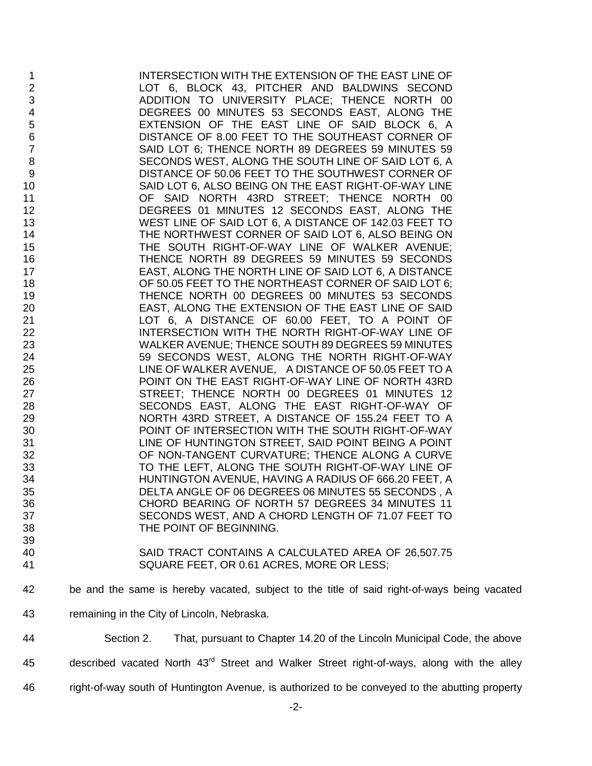INTERSECTION WITH THE EXTENSION OF THE EAST LINE OF LOT 6, BLOCK 43, PITCHER AND BALDWINS SECOND ADDITION TO UNIVERSITY PLACE; THENCE NORTH 00 DEGREES 00 MINUTES 53 SECONDS EAST, ALONG THE EXTENSION OF THE EAST LINE OF SAID BLOCK 6, A DISTANCE OF 8.00 FEET TO THE SOUTHEAST CORNER OF SAID LOT 6; THENCE NORTH 89 DEGREES 59 MINUTES 59 SECONDS WEST, ALONG THE SOUTH LINE OF SAID LOT 6, A DISTANCE OF 50.06 FEET TO THE SOUTHWEST CORNER OF SAID LOT 6, ALSO BEING ON THE EAST RIGHT-OF-WAY LINE OF SAID NORTH 43RD STREET; THENCE NORTH 00 DEGREES 01 MINUTES 12 SECONDS EAST, ALONG THE WEST LINE OF SAID LOT 6, A DISTANCE OF 142.03 FEET TO THE NORTHWEST CORNER OF SAID LOT 6, ALSO BEING ON THE SOUTH RIGHT-OF-WAY LINE OF WALKER AVENUE; THENCE NORTH 89 DEGREES 59 MINUTES 59 SECONDS EAST, ALONG THE NORTH LINE OF SAID LOT 6, A DISTANCE OF 50.05 FEET TO THE NORTHEAST CORNER OF SAID LOT 6; THENCE NORTH 00 DEGREES 00 MINUTES 53 SECONDS EAST, ALONG THE EXTENSION OF THE EAST LINE OF SAID LOT 6, A DISTANCE OF 60.00 FEET, TO A POINT OF INTERSECTION WITH THE NORTH RIGHT-OF-WAY LINE OF WALKER AVENUE; THENCE SOUTH 89 DEGREES 59 MINUTES 59 SECONDS WEST, ALONG THE NORTH RIGHT-OF-WAY LINE OF WALKER AVENUE, A DISTANCE OF 50.05 FEET TO A POINT ON THE EAST RIGHT-OF-WAY LINE OF NORTH 43RD STREET; THENCE NORTH 00 DEGREES 01 MINUTES 12 SECONDS EAST, ALONG THE EAST RIGHT-OF-WAY OF NORTH 43RD STREET, A DISTANCE OF 155.24 FEET TO A POINT OF INTERSECTION WITH THE SOUTH RIGHT-OF-WAY LINE OF HUNTINGTON STREET, SAID POINT BEING A POINT OF NON-TANGENT CURVATURE; THENCE ALONG A CURVE TO THE LEFT, ALONG THE SOUTH RIGHT-OF-WAY LINE OF HUNTINGTON AVENUE, HAVING A RADIUS OF 666.20 FEET, A DELTA ANGLE OF 06 DEGREES 06 MINUTES 55 SECONDS , A CHORD BEARING OF NORTH 57 DEGREES 34 MINUTES 11 SECONDS WEST, AND A CHORD LENGTH OF 71.07 FEET TO THE POINT OF BEGINNING.

SAID TRACT CONTAINS A CALCULATED AREA OF 26,507.75 SQUARE FEET, OR 0.61 ACRES, MORE OR LESS;

be and the same is hereby vacated, subject to the title of said right-of-ways being vacated remaining in the City of Lincoln, Nebraska.

Section 2. That, pursuant to Chapter 14.20 of the Lincoln Municipal Code, the above described vacated North 43rd Street and Walker Street right-of-ways, along with the alley right-of-way south of Huntington Avenue, is authorized to be conveyed to the abutting property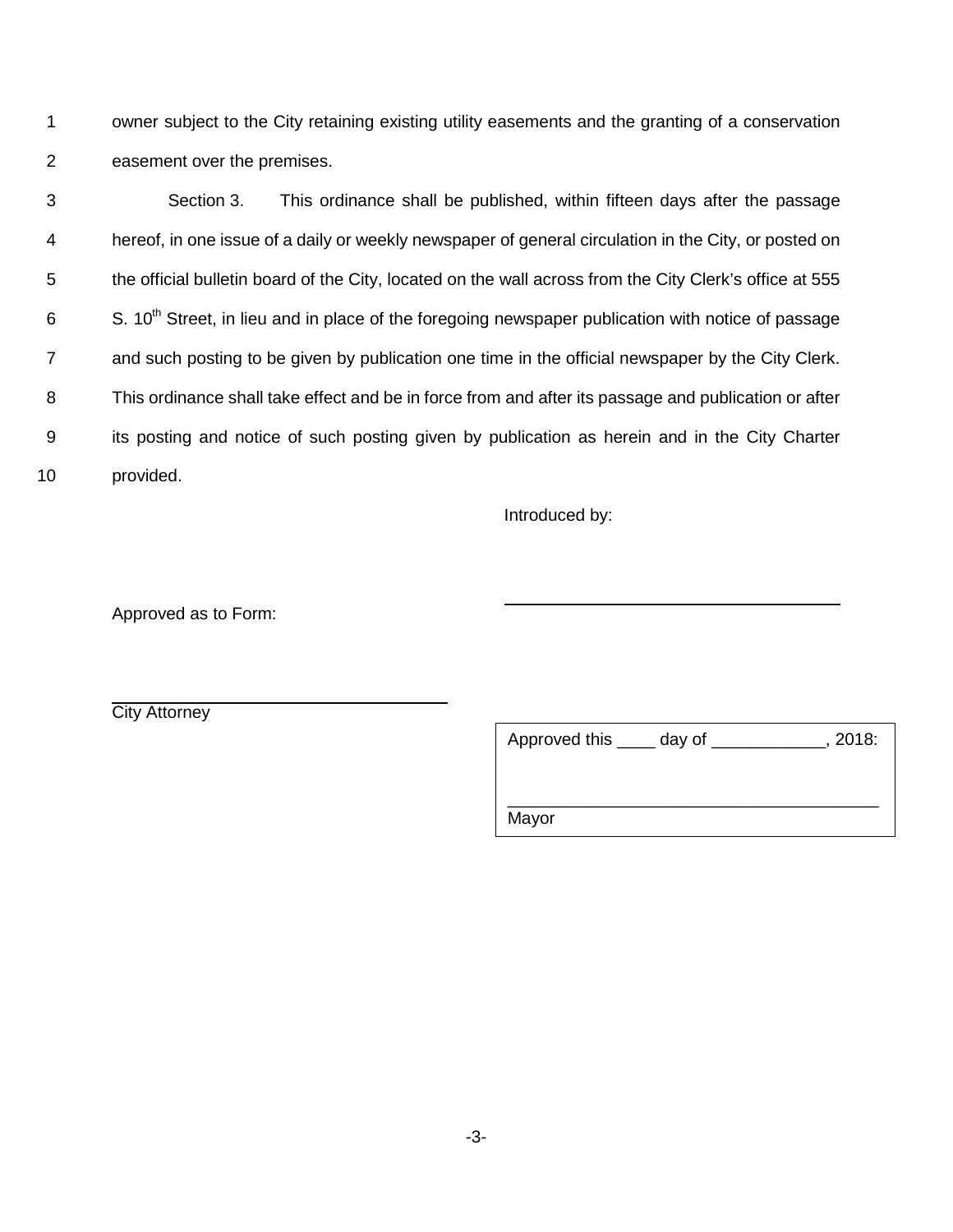owner subject to the City retaining existing utility easements and the granting of a conservation easement over the premises.

Section 3. This ordinance shall be published, within fifteen days after the passage hereof, in one issue of a daily or weekly newspaper of general circulation in the City, or posted on the official bulletin board of the City, located on the wall across from the City Clerk's office at 555 S. 10th Street, in lieu and in place of the foregoing newspaper publication with notice of passage and such posting to be given by publication one time in the official newspaper by the City Clerk. This ordinance shall take effect and be in force from and after its passage and publication or after its posting and notice of such posting given by publication as herein and in the City Charter provided.

Introduced by:

_______________________________

Approved as to Form:

_______________________________
City Attorney

Approved this ____ day of ____________, 2018:

_______________________________
Mayor